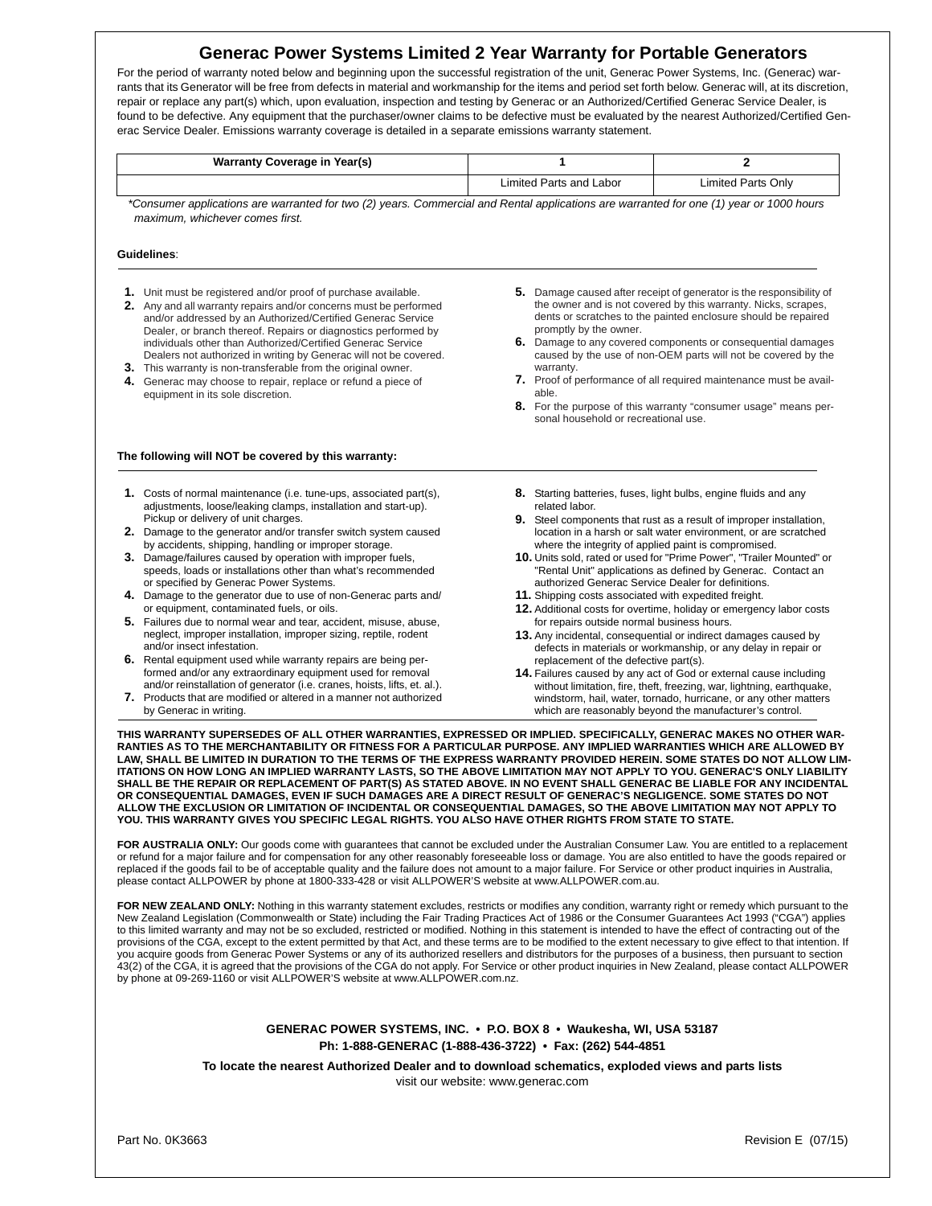# Generac Power Systems Limited 2 Year Warranty for Portable Generators

For the period of warranty noted below and beginning upon the successful registration of the unit, Generac Power Systems, Inc. (Generac) warrants that its Generator will be free from defects in material and workmanship for the items and period set forth below. Generac will, at its discretion, repair or replace any part(s) which, upon evaluation, inspection and testing by Generac or an Authorized/Certified Generac Service Dealer, is found to be defective. Any equipment that the purchaser/owner claims to be defective must be evaluated by the nearest Authorized/Certified Generac Service Dealer. Emissions warranty coverage is detailed in a separate emissions warranty statement.

| Warranty Coverage in Year(s) | 1 | 2 |
|---|---|---|
| | Limited Parts and Labor | Limited Parts Only |

*\*Consumer applications are warranted for two (2) years. Commercial and Rental applications are warranted for one (1) year or 1000 hours maximum, whichever comes first.*

**Guidelines**:

1. Unit must be registered and/or proof of purchase available.
2. Any and all warranty repairs and/or concerns must be performed and/or addressed by an Authorized/Certified Generac Service Dealer, or branch thereof. Repairs or diagnostics performed by individuals other than Authorized/Certified Generac Service Dealers not authorized in writing by Generac will not be covered.
3. This warranty is non-transferable from the original owner.
4. Generac may choose to repair, replace or refund a piece of equipment in its sole discretion.
5. Damage caused after receipt of generator is the responsibility of the owner and is not covered by this warranty. Nicks, scrapes, dents or scratches to the painted enclosure should be repaired promptly by the owner.
6. Damage to any covered components or consequential damages caused by the use of non-OEM parts will not be covered by the warranty.
7. Proof of performance of all required maintenance must be available.
8. For the purpose of this warranty "consumer usage" means personal household or recreational use.

**The following will NOT be covered by this warranty:**

1. Costs of normal maintenance (i.e. tune-ups, associated part(s), adjustments, loose/leaking clamps, installation and start-up). Pickup or delivery of unit charges.
2. Damage to the generator and/or transfer switch system caused by accidents, shipping, handling or improper storage.
3. Damage/failures caused by operation with improper fuels, speeds, loads or installations other than what's recommended or specified by Generac Power Systems.
4. Damage to the generator due to use of non-Generac parts and/or equipment, contaminated fuels, or oils.
5. Failures due to normal wear and tear, accident, misuse, abuse, neglect, improper installation, improper sizing, reptile, rodent and/or insect infestation.
6. Rental equipment used while warranty repairs are being performed and/or any extraordinary equipment used for removal and/or reinstallation of generator (i.e. cranes, hoists, lifts, et. al.).
7. Products that are modified or altered in a manner not authorized by Generac in writing.
8. Starting batteries, fuses, light bulbs, engine fluids and any related labor.
9. Steel components that rust as a result of improper installation, location in a harsh or salt water environment, or are scratched where the integrity of applied paint is compromised.
10. Units sold, rated or used for "Prime Power", "Trailer Mounted" or "Rental Unit" applications as defined by Generac. Contact an authorized Generac Service Dealer for definitions.
11. Shipping costs associated with expedited freight.
12. Additional costs for overtime, holiday or emergency labor costs for repairs outside normal business hours.
13. Any incidental, consequential or indirect damages caused by defects in materials or workmanship, or any delay in repair or replacement of the defective part(s).
14. Failures caused by any act of God or external cause including without limitation, fire, theft, freezing, war, lightning, earthquake, windstorm, hail, water, tornado, hurricane, or any other matters which are reasonably beyond the manufacturer's control.

**THIS WARRANTY SUPERSEDES OF ALL OTHER WARRANTIES, EXPRESSED OR IMPLIED. SPECIFICALLY, GENERAC MAKES NO OTHER WARRANTIES AS TO THE MERCHANTABILITY OR FITNESS FOR A PARTICULAR PURPOSE. ANY IMPLIED WARRANTIES WHICH ARE ALLOWED BY LAW, SHALL BE LIMITED IN DURATION TO THE TERMS OF THE EXPRESS WARRANTY PROVIDED HEREIN. SOME STATES DO NOT ALLOW LIMITATIONS ON HOW LONG AN IMPLIED WARRANTY LASTS, SO THE ABOVE LIMITATION MAY NOT APPLY TO YOU. GENERAC'S ONLY LIABILITY SHALL BE THE REPAIR OR REPLACEMENT OF PART(S) AS STATED ABOVE. IN NO EVENT SHALL GENERAC BE LIABLE FOR ANY INCIDENTAL OR CONSEQUENTIAL DAMAGES, EVEN IF SUCH DAMAGES ARE A DIRECT RESULT OF GENERAC'S NEGLIGENCE. SOME STATES DO NOT ALLOW THE EXCLUSION OR LIMITATION OF INCIDENTAL OR CONSEQUENTIAL DAMAGES, SO THE ABOVE LIMITATION MAY NOT APPLY TO YOU. THIS WARRANTY GIVES YOU SPECIFIC LEGAL RIGHTS. YOU ALSO HAVE OTHER RIGHTS FROM STATE TO STATE.**

**FOR AUSTRALIA ONLY:** Our goods come with guarantees that cannot be excluded under the Australian Consumer Law. You are entitled to a replacement or refund for a major failure and for compensation for any other reasonably foreseeable loss or damage. You are also entitled to have the goods repaired or replaced if the goods fail to be of acceptable quality and the failure does not amount to a major failure. For Service or other product inquiries in Australia, please contact ALLPOWER by phone at 1800-333-428 or visit ALLPOWER'S website at www.ALLPOWER.com.au.

**FOR NEW ZEALAND ONLY:** Nothing in this warranty statement excludes, restricts or modifies any condition, warranty right or remedy which pursuant to the New Zealand Legislation (Commonwealth or State) including the Fair Trading Practices Act of 1986 or the Consumer Guarantees Act 1993 ("CGA") applies to this limited warranty and may not be so excluded, restricted or modified. Nothing in this statement is intended to have the effect of contracting out of the provisions of the CGA, except to the extent permitted by that Act, and these terms are to be modified to the extent necessary to give effect to that intention. If you acquire goods from Generac Power Systems or any of its authorized resellers and distributors for the purposes of a business, then pursuant to section 43(2) of the CGA, it is agreed that the provisions of the CGA do not apply. For Service or other product inquiries in New Zealand, please contact ALLPOWER by phone at 09-269-1160 or visit ALLPOWER'S website at www.ALLPOWER.com.nz.

**GENERAC POWER SYSTEMS, INC. • P.O. BOX 8 • Waukesha, WI, USA 53187**
**Ph: 1-888-GENERAC (1-888-436-3722) • Fax: (262) 544-4851**

**To locate the nearest Authorized Dealer and to download schematics, exploded views and parts lists**
visit our website: www.generac.com

Part No. 0K3663 Revision E (07/15)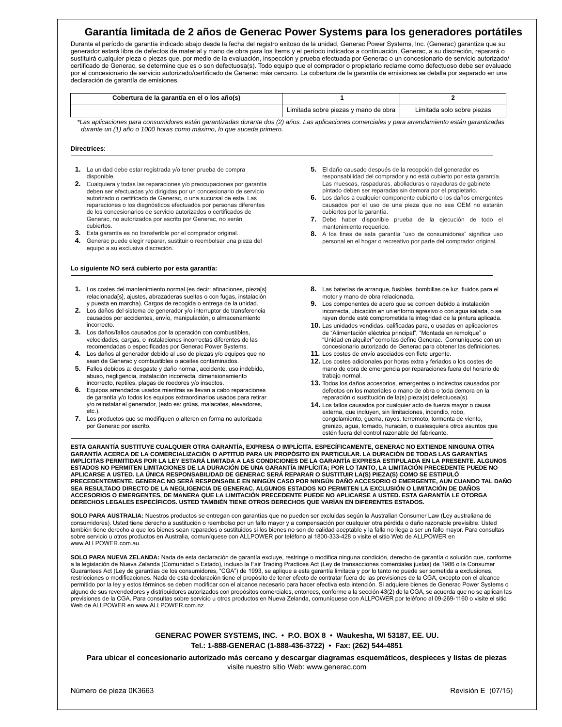# Garantía limitada de 2 años de Generac Power Systems para los generadores portátiles

Durante el período de garantía indicado abajo desde la fecha del registro exitoso de la unidad, Generac Power Systems, Inc. (Generac) garantiza que su generador estará libre de defectos de material y mano de obra para los ítems y el período indicados a continuación. Generac, a su discreción, reparará o sustituirá cualquier pieza o piezas que, por medio de la evaluación, inspección y prueba efectuada por Generac o un concesionario de servicio autorizado/certificado de Generac, se determine que es o son defectuosa(s). Todo equipo que el comprador o propietario reclame como defectuoso debe ser evaluado por el concesionario de servicio autorizado/certificado de Generac más cercano. La cobertura de la garantía de emisiones se detalla por separado en una declaración de garantía de emisiones.

| Cobertura de la garantía en el o los año(s) | 1 | 2 |
|---|---|---|
| | Limitada sobre piezas y mano de obra | Limitada solo sobre piezas |

*\*Las aplicaciones para consumidores están garantizadas durante dos (2) años. Las aplicaciones comerciales y para arrendamiento están garantizadas durante un (1) año o 1000 horas como máximo, lo que suceda primero.*

**Directrices**:

1. La unidad debe estar registrada y/o tener prueba de compra disponible.
2. Cualquiera y todas las reparaciones y/o preocupaciones por garantía deben ser efectuadas y/o dirigidas por un concesionario de servicio autorizado o certificado de Generac, o una sucursal de este. Las reparaciones o los diagnósticos efectuados por personas diferentes de los concesionarios de servicio autorizados o certificados de Generac, no autorizados por escrito por Generac, no serán cubiertos.
3. Esta garantía es no transferible por el comprador original.
4. Generac puede elegir reparar, sustituir o reembolsar una pieza del equipo a su exclusiva discreción.
5. El daño causado después de la recepción del generador es responsabilidad del comprador y no está cubierto por esta garantía. Las muescas, raspaduras, abolladuras o rayaduras de gabinete pintado deben ser reparadas sin demora por el propietario.
6. Los daños a cualquier componente cubierto o los daños emergentes causados por el uso de una pieza que no sea OEM no estarán cubiertos por la garantía.
7. Debe haber disponible prueba de la ejecución de todo el mantenimiento requerido.
8. A los fines de esta garantía "uso de consumidores" significa uso personal en el hogar o recreativo por parte del comprador original.

**Lo siguiente NO será cubierto por esta garantía:**

1. Los costes del mantenimiento normal (es decir: afinaciones, pieza[s] relacionada[s], ajustes, abrazaderas sueltas o con fugas, instalación y puesta en marcha). Cargos de recogida o entrega de la unidad.
2. Los daños del sistema de generador y/o interruptor de transferencia causados por accidentes, envío, manipulación, o almacenamiento incorrecto.
3. Los daños/fallos causados por la operación con combustibles, velocidades, cargas, o instalaciones incorrectas diferentes de las recomendadas o especificadas por Generac Power Systems.
4. Los daños al generador debido al uso de piezas y/o equipos que no sean de Generac y combustibles o aceites contaminados.
5. Fallos debidos a: desgaste y daño normal, accidente, uso indebido, abuso, negligencia, instalación incorrecta, dimensionamiento incorrecto, reptiles, plagas de roedores y/o insectos.
6. Equipos arrendados usados mientras se llevan a cabo reparaciones de garantía y/o todos los equipos extraordinarios usados para retirar y/o reinstalar el generador, (esto es: grúas, malacates, elevadores, etc.).
7. Los productos que se modifiquen o alteren en forma no autorizada por Generac por escrito.
8. Las baterías de arranque, fusibles, bombillas de luz, fluidos para el motor y mano de obra relacionada.
9. Los componentes de acero que se corroen debido a instalación incorrecta, ubicación en un entorno agresivo o con agua salada, o se rayen donde esté comprometida la integridad de la pintura aplicada.
10. Las unidades vendidas, calificadas para, o usadas en aplicaciones de "Alimentación eléctrica principal", "Montada en remolque" o "Unidad en alquiler" como las define Generac. Comuníquese con un concesionario autorizado de Generac para obtener las definiciones.
11. Los costes de envío asociados con flete urgente.
12. Los costes adicionales por horas extra y feriados o los costes de mano de obra de emergencia por reparaciones fuera del horario de trabajo normal.
13. Todos los daños accesorios, emergentes o indirectos causados por defectos en los materiales o mano de obra o toda demora en la reparación o sustitución de la(s) pieza(s) defectuosa(s).
14. Los fallos causados por cualquier acto de fuerza mayor o causa externa, que incluyen, sin limitaciones, incendio, robo, congelamiento, guerra, rayos, terremoto, tormenta de viento, granizo, agua, tornado, huracán, o cualesquiera otros asuntos que estén fuera del control razonable del fabricante.

**ESTA GARANTÍA SUSTITUYE CUALQUIER OTRA GARANTÍA, EXPRESA O IMPLÍCITA. ESPECÍFICAMENTE, GENERAC NO EXTIENDE NINGUNA OTRA GARANTÍA ACERCA DE LA COMERCIALIZACIÓN O APTITUD PARA UN PROPÓSITO EN PARTICULAR. LA DURACIÓN DE TODAS LAS GARANTÍAS IMPLÍCITAS PERMITIDAS POR LA LEY ESTARÁ LIMITADA A LAS CONDICIONES DE LA GARANTÍA EXPRESA ESTIPULADA EN LA PRESENTE. ALGUNOS ESTADOS NO PERMITEN LIMITACIONES DE LA DURACIÓN DE UNA GARANTÍA IMPLÍCITA; POR LO TANTO, LA LIMITACIÓN PRECEDENTE PUEDE NO APLICARSE A USTED. LA ÚNICA RESPONSABILIDAD DE GENERAC SERÁ REPARAR O SUSTITUIR LA(S) PIEZA(S) COMO SE ESTIPULÓ PRECEDENTEMENTE. GENERAC NO SERÁ RESPONSABLE EN NINGÚN CASO POR NINGÚN DAÑO ACCESORIO O EMERGENTE, AUN CUANDO TAL DAÑO SEA RESULTADO DIRECTO DE LA NEGLIGENCIA DE GENERAC. ALGUNOS ESTADOS NO PERMITEN LA EXCLUSIÓN O LIMITACIÓN DE DAÑOS ACCESORIOS O EMERGENTES, DE MANERA QUE LA LIMITACIÓN PRECEDENTE PUEDE NO APLICARSE A USTED. ESTA GARANTÍA LE OTORGA DERECHOS LEGALES ESPECÍFICOS. USTED TAMBIÉN TIENE OTROS DERECHOS QUE VARÍAN EN DIFERENTES ESTADOS.**

**SOLO PARA AUSTRALIA:** Nuestros productos se entregan con garantías que no pueden ser excluidas según la Australian Consumer Law (Ley australiana de consumidores). Usted tiene derecho a sustitución o reembolso por un fallo mayor y a compensación por cualquier otra pérdida o daño razonable previsible. Usted también tiene derecho a que los bienes sean reparados o sustituidos si los bienes no son de calidad aceptable y la falla no llega a ser un fallo mayor. Para consultas sobre servicio u otros productos en Australia, comuníquese con ALLPOWER por teléfono al 1800-333-428 o visite el sitio Web de ALLPOWER en www.ALLPOWER.com.au.

**SOLO PARA NUEVA ZELANDA:** Nada de esta declaración de garantía excluye, restringe o modifica ninguna condición, derecho de garantía o solución que, conforme a la legislación de Nueva Zelanda (Comunidad o Estado), incluso la Fair Trading Practices Act (Ley de transacciones comerciales justas) de 1986 o la Consumer Guarantees Act (Ley de garantías de los consumidores, "CGA") de 1993, se aplique a esta garantía limitada y por lo tanto no puede ser sometida a exclusiones, restricciones o modificaciones. Nada de esta declaración tiene el propósito de tener efecto de contratar fuera de las previsiones de la CGA, excepto con el alcance permitido por la ley y estos términos se deben modificar con el alcance necesario para hacer efectiva esta intención. Si adquiere bienes de Generac Power Systems o alguno de sus revendedores y distribuidores autorizados con propósitos comerciales, entonces, conforme a la sección 43(2) de la CGA, se acuerda que no se aplican las previsiones de la CGA. Para consultas sobre servicio u otros productos en Nueva Zelanda, comuníquese con ALLPOWER por teléfono al 09-269-1160 o visite el sitio Web de ALLPOWER en www.ALLPOWER.com.nz.

**GENERAC POWER SYSTEMS, INC. • P.O. BOX 8 • Waukesha, WI 53187, EE. UU.**
**Tel.: 1-888-GENERAC (1-888-436-3722) • Fax: (262) 544-4851**

**Para ubicar el concesionario autorizado más cercano y descargar diagramas esquemáticos, despieces y listas de piezas**
visite nuestro sitio Web: www.generac.com

Número de pieza 0K3663 Revisión E (07/15)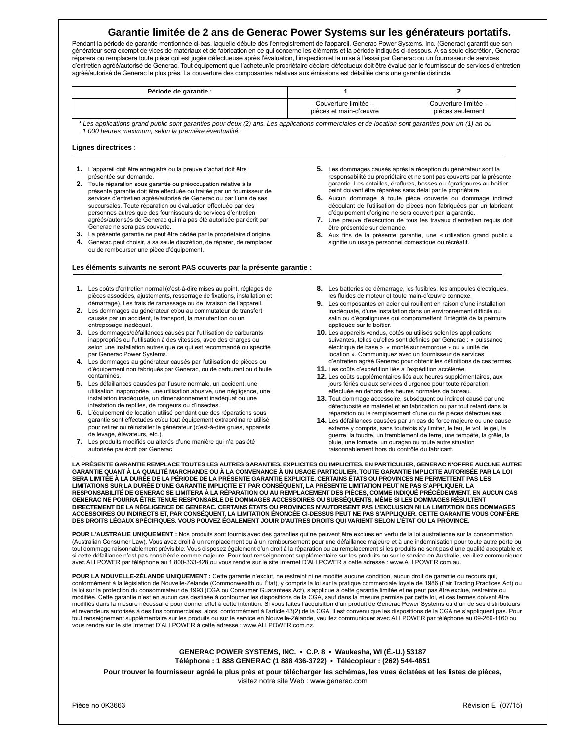# Garantie limitée de 2 ans de Generac Power Systems sur les générateurs portatifs.

Pendant la période de garantie mentionnée ci-bas, laquelle débute dès l'enregistrement de l'appareil, Generac Power Systems, Inc. (Generac) garantit que son générateur sera exempt de vices de matériaux et de fabrication en ce qui concerne les éléments et la période indiqués ci-dessous. À sa seule discrétion, Generac réparera ou remplacera toute pièce qui est jugée défectueuse après l'évaluation, l'inspection et la mise à l'essai par Generac ou un fournisseur de services d'entretien agréé/autorisé de Generac. Tout équipement que l'acheteur/le propriétaire déclare défectueux doit être évalué par le fournisseur de services d'entretien agréé/autorisé de Generac le plus près. La couverture des composantes relatives aux émissions est détaillée dans une garantie distincte.

| Période de garantie : | 1 | 2 |
|---|---|---|
| | Couverture limitée – pièces et main-d'œuvre | Couverture limitée – pièces seulement |

*\* Les applications grand public sont garanties pour deux (2) ans. Les applications commerciales et de location sont garanties pour un (1) an ou 1 000 heures maximum, selon la première éventualité.*

**Lignes directrices** :

1. L'appareil doit être enregistré ou la preuve d'achat doit être présentée sur demande.
2. Toute réparation sous garantie ou préoccupation relative à la présente garantie doit être effectuée ou traitée par un fournisseur de services d'entretien agréé/autorisé de Generac ou par l'une de ses succursales. Toute réparation ou évaluation effectuée par des personnes autres que des fournisseurs de services d'entretien agréés/autorisés de Generac qui n'a pas été autorisée par écrit par Generac ne sera pas couverte.
3. La présente garantie ne peut être cédée par le propriétaire d'origine.
4. Generac peut choisir, à sa seule discrétion, de réparer, de remplacer ou de rembourser une pièce d'équipement.
5. Les dommages causés après la réception du générateur sont la responsabilité du propriétaire et ne sont pas couverts par la présente garantie. Les entailles, éraflures, bosses ou égratignures au boîtier peint doivent être réparées sans délai par le propriétaire.
6. Aucun dommage à toute pièce couverte ou dommage indirect découlant de l'utilisation de pièces non fabriquées par un fabricant d'équipement d'origine ne sera couvert par la garantie.
7. Une preuve d'exécution de tous les travaux d'entretien requis doit être présentée sur demande.
8. Aux fins de la présente garantie, une « utilisation grand public » signifie un usage personnel domestique ou récréatif.

**Les éléments suivants ne seront PAS couverts par la présente garantie :**

1. Les coûts d'entretien normal (c'est-à-dire mises au point, réglages de pièces associées, ajustements, resserrage de fixations, installation et démarrage). Les frais de ramassage ou de livraison de l'appareil.
2. Les dommages au générateur et/ou au commutateur de transfert causés par un accident, le transport, la manutention ou un entreposage inadéquat.
3. Les dommages/défaillances causés par l'utilisation de carburants inappropriés ou l'utilisation à des vitesses, avec des charges ou selon une installation autres que ce qui est recommandé ou spécifié par Generac Power Systems.
4. Les dommages au générateur causés par l'utilisation de pièces ou d'équipement non fabriqués par Generac, ou de carburant ou d'huile contaminés.
5. Les défaillances causées par l'usure normale, un accident, une utilisation inappropriée, une utilisation abusive, une négligence, une installation inadéquate, un dimensionnement inadéquat ou une infestation de reptiles, de rongeurs ou d'insectes.
6. L'équipement de location utilisé pendant que des réparations sous garantie sont effectuées et/ou tout équipement extraordinaire utilisé pour retirer ou réinstaller le générateur (c'est-à-dire grues, appareils de levage, élévateurs, etc.).
7. Les produits modifiés ou altérés d'une manière qui n'a pas été autorisée par écrit par Generac.
8. Les batteries de démarrage, les fusibles, les ampoules électriques, les fluides de moteur et toute main-d'œuvre connexe.
9. Les composantes en acier qui rouillent en raison d'une installation inadéquate, d'une installation dans un environnement difficile ou salin ou d'égratignures qui compromettent l'intégrité de la peinture appliquée sur le boîtier.
10. Les appareils vendus, cotés ou utilisés selon les applications suivantes, telles qu'elles sont définies par Generac : « puissance électrique de base », « monté sur remorque » ou « unité de location ». Communiquez avec un fournisseur de services d'entretien agréé Generac pour obtenir les définitions de ces termes.
11. Les coûts d'expédition liés à l'expédition accélérée.
12. Les coûts supplémentaires liés aux heures supplémentaires, aux jours fériés ou aux services d'urgence pour toute réparation effectuée en dehors des heures normales de bureau.
13. Tout dommage accessoire, subséquent ou indirect causé par une défectuosité en matériel et en fabrication ou par tout retard dans la réparation ou le remplacement d'une ou de pièces défectueuses.
14. Les défaillances causées par un cas de force majeure ou une cause externe y compris, sans toutefois s'y limiter, le feu, le vol, le gel, la guerre, la foudre, un tremblement de terre, une tempête, la grêle, la pluie, une tornade, un ouragan ou toute autre situation raisonnablement hors du contrôle du fabricant.

**LA PRÉSENTE GARANTIE REMPLACE TOUTES LES AUTRES GARANTIES, EXPLICITES OU IMPLICITES. EN PARTICULIER, GENERAC N'OFFRE AUCUNE AUTRE GARANTIE QUANT À LA QUALITÉ MARCHANDE OU À LA CONVENANCE À UN USAGE PARTICULIER. TOUTE GARANTIE IMPLICITE AUTORISÉE PAR LA LOI SERA LIMITÉE À LA DURÉE DE LA PÉRIODE DE LA PRÉSENTE GARANTIE EXPLICITE. CERTAINS ÉTATS OU PROVINCES NE PERMETTENT PAS LES LIMITATIONS SUR LA DURÉE D'UNE GARANTIE IMPLICITE ET, PAR CONSÉQUENT, LA PRÉSENTE LIMITATION PEUT NE PAS S'APPLIQUER. LA RESPONSABILITÉ DE GENERAC SE LIMITERA À LA RÉPARATION OU AU REMPLACEMENT DES PIÈCES, COMME INDIQUÉ PRÉCÉDEMMENT. EN AUCUN CAS GENERAC NE POURRA ÊTRE TENUE RESPONSABLE DE DOMMAGES ACCESSOIRES OU SUBSÉQUENTS, MÊME SI CES DOMMAGES RÉSULTENT DIRECTEMENT DE LA NÉGLIGENCE DE GENERAC. CERTAINS ÉTATS OU PROVINCES N'AUTORISENT PAS L'EXCLUSION NI LA LIMITATION DES DOMMAGES ACCESSOIRES OU INDIRECTS ET, PAR CONSÉQUENT, LA LIMITATION ÉNONCÉE CI-DESSUS PEUT NE PAS S'APPLIQUER. CETTE GARANTIE VOUS CONFÈRE DES DROITS LÉGAUX SPÉCIFIQUES. VOUS POUVEZ ÉGALEMENT JOUIR D'AUTRES DROITS QUI VARIENT SELON L'ÉTAT OU LA PROVINCE.**

**POUR L'AUSTRALIE UNIQUEMENT :** Nos produits sont fournis avec des garanties qui ne peuvent être exclues en vertu de la loi australienne sur la consommation (Australian Consumer Law). Vous avez droit à un remplacement ou à un remboursement pour une défaillance majeure et à une indemnisation pour toute autre perte ou tout dommage raisonnablement prévisible. Vous disposez également d'un droit à la réparation ou au remplacement si les produits ne sont pas d'une qualité acceptable et si cette défaillance n'est pas considérée comme majeure. Pour tout renseignement supplémentaire sur les produits ou sur le service en Australie, veuillez communiquer avec ALLPOWER par téléphone au 1 800-333-428 ou vous rendre sur le site Internet D'ALLPOWER à cette adresse : www.ALLPOWER.com.au.

**POUR LA NOUVELLE-ZÉLANDE UNIQUEMENT :** Cette garantie n'exclut, ne restreint ni ne modifie aucune condition, aucun droit de garantie ou recours qui, conformément à la législation de Nouvelle-Zélande (Commonwealth ou État), y compris la loi sur la pratique commerciale loyale de 1986 (Fair Trading Practices Act) ou la loi sur la protection du consommateur de 1993 (CGA ou Consumer Guarantees Act), s'applique à cette garantie limitée et ne peut pas être exclue, restreinte ou modifiée. Cette garantie n'est en aucun cas destinée à contourner les dispositions de la CGA, sauf dans la mesure permise par cette loi, et ces termes doivent être modifiés dans la mesure nécessaire pour donner effet à cette intention. Si vous faites l'acquisition d'un produit de Generac Power Systems ou d'un de ses distributeurs et revendeurs autorisés à des fins commerciales, alors, conformément à l'article 43(2) de la CGA, il est convenu que les dispositions de la CGA ne s'appliquent pas. Pour tout renseignement supplémentaire sur les produits ou sur le service en Nouvelle-Zélande, veuillez communiquer avec ALLPOWER par téléphone au 09-269-1160 ou vous rendre sur le site Internet D'ALLPOWER à cette adresse : www.ALLPOWER.com.nz.

**GENERAC POWER SYSTEMS, INC. • C.P. 8 • Waukesha, WI (É.-U.) 53187**
**Téléphone : 1 888 GENERAC (1 888 436-3722) • Télécopieur : (262) 544-4851**

**Pour trouver le fournisseur agréé le plus près et pour télécharger les schémas, les vues éclatées et les listes de pièces,**
visitez notre site Web : www.generac.com

Pièce no 0K3663 Révision E (07/15)